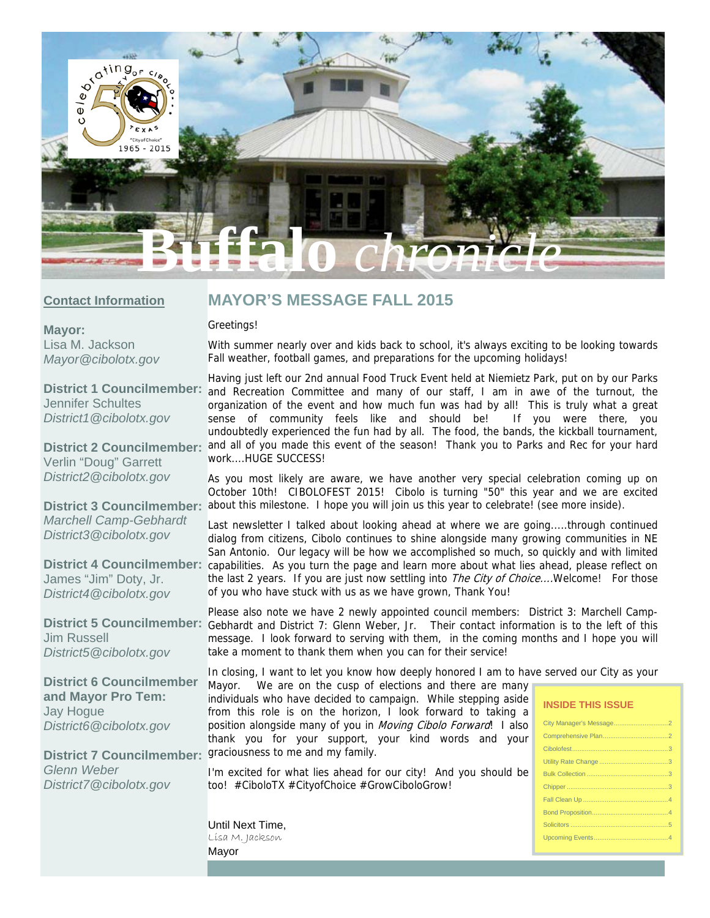# Buffalo *chronicle*

## Contact Information

**Mayor:**
Lisa M. Jackson
*Mayor@cibolotx.gov*

**District 1 Councilmember:**
Jennifer Schultes
*District1@cibolotx.gov*

**District 2 Councilmember:**
Verlin "Doug" Garrett
*District2@cibolotx.gov*

**District 3 Councilmember:**
*Marchell Camp-Gebhardt*
*District3@cibolotx.gov*

**District 4 Councilmember:**
James "Jim" Doty, Jr.
*District4@cibolotx.gov*

**District 5 Councilmember:**
Jim Russell
*District5@cibolotx.gov*

**District 6 Councilmember and Mayor Pro Tem:**
Jay Hogue
*District6@cibolotx.gov*

**District 7 Councilmember:**
*Glenn Weber*
*District7@cibolotx.gov*

## MAYOR'S MESSAGE FALL 2015

Greetings!

With summer nearly over and kids back to school, it's always exciting to be looking towards Fall weather, football games, and preparations for the upcoming holidays!

Having just left our 2nd annual Food Truck Event held at Niemietz Park, put on by our Parks and Recreation Committee and many of our staff, I am in awe of the turnout, the organization of the event and how much fun was had by all! This is truly what a great sense of community feels like and should be! If you were there, you undoubtedly experienced the fun had by all. The food, the bands, the kickball tournament, and all of you made this event of the season! Thank you to Parks and Rec for your hard work....HUGE SUCCESS!

As you most likely are aware, we have another very special celebration coming up on October 10th! CIBOLOFEST 2015! Cibolo is turning "50" this year and we are excited about this milestone. I hope you will join us this year to celebrate! (see more inside).

Last newsletter I talked about looking ahead at where we are going.....through continued dialog from citizens, Cibolo continues to shine alongside many growing communities in NE San Antonio. Our legacy will be how we accomplished so much, so quickly and with limited capabilities. As you turn the page and learn more about what lies ahead, please reflect on the last 2 years. If you are just now settling into *The City of Choice*....Welcome! For those of you who have stuck with us as we have grown, Thank You!

Please also note we have 2 newly appointed council members: District 3: Marchell Camp-Gebhardt and District 7: Glenn Weber, Jr. Their contact information is to the left of this message. I look forward to serving with them, in the coming months and I hope you will take a moment to thank them when you can for their service!

In closing, I want to let you know how deeply honored I am to have served our City as your Mayor. We are on the cusp of elections and there are many individuals who have decided to campaign. While stepping aside from this role is on the horizon, I look forward to taking a position alongside many of you in *Moving Cibolo Forward*! I also thank you for your support, your kind words and your graciousness to me and my family.

I'm excited for what lies ahead for our city! And you should be too! #CiboloTX #CityofChoice #GrowCiboloGrow!

Until Next Time,
Lisa M. Jackson
Mayor

### INSIDE THIS ISSUE

| | |
|---|---|
| City Manager's Message | 2 |
| Comprehensive Plan | 2 |
| Cibolofest | 3 |
| Utility Rate Change | 3 |
| Bulk Collection | 3 |
| Chipper | 3 |
| Fall Clean Up | 4 |
| Bond Proposition | 4 |
| Solicitors | 5 |
| Upcoming Events | 4 |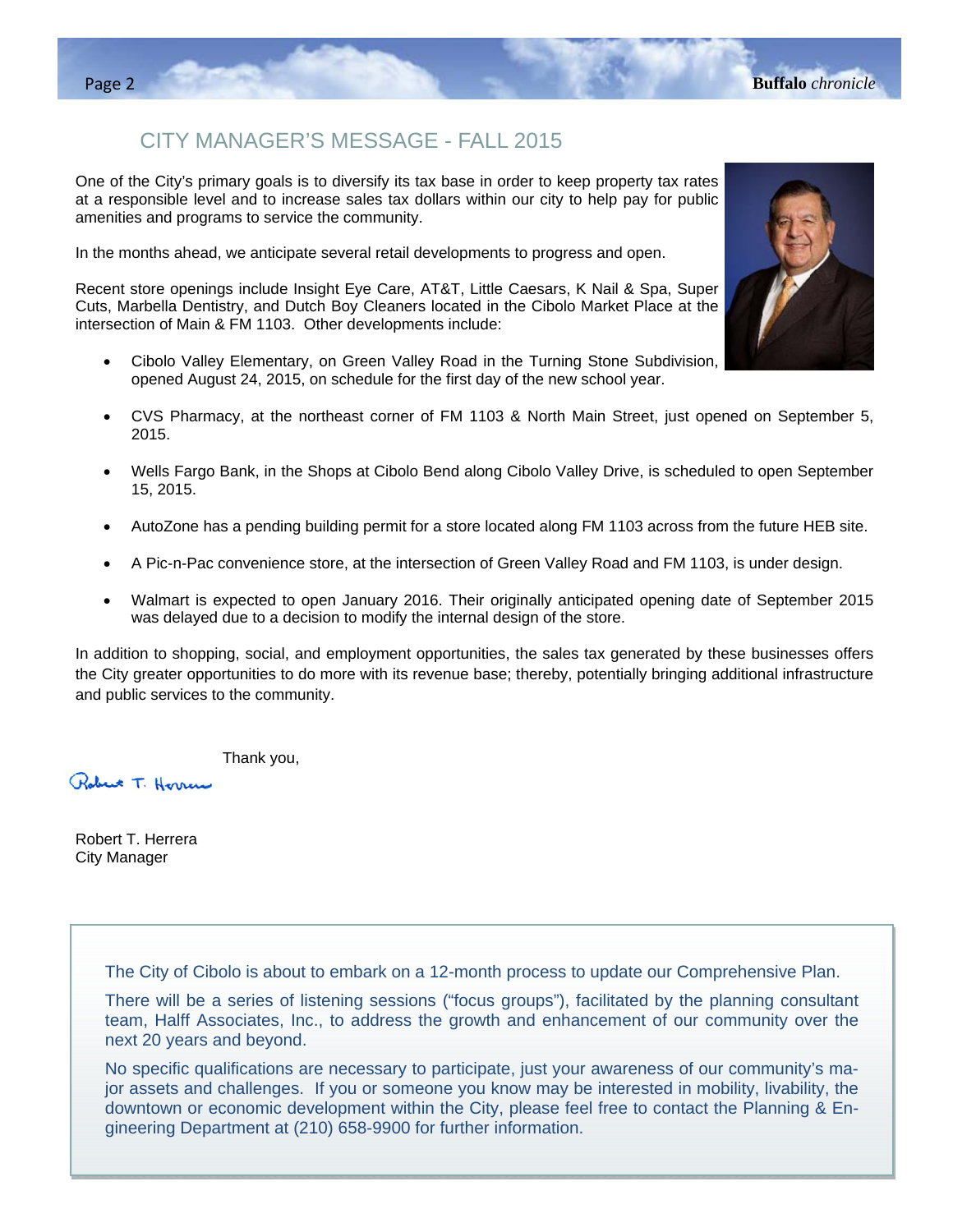## CITY MANAGER'S MESSAGE - FALL 2015

One of the City's primary goals is to diversify its tax base in order to keep property tax rates at a responsible level and to increase sales tax dollars within our city to help pay for public amenities and programs to service the community.

In the months ahead, we anticipate several retail developments to progress and open.

Recent store openings include Insight Eye Care, AT&T, Little Caesars, K Nail & Spa, Super Cuts, Marbella Dentistry, and Dutch Boy Cleaners located in the Cibolo Market Place at the intersection of Main & FM 1103. Other developments include:

- Cibolo Valley Elementary, on Green Valley Road in the Turning Stone Subdivision, opened August 24, 2015, on schedule for the first day of the new school year.
- CVS Pharmacy, at the northeast corner of FM 1103 & North Main Street, just opened on September 5, 2015.
- Wells Fargo Bank, in the Shops at Cibolo Bend along Cibolo Valley Drive, is scheduled to open September 15, 2015.
- AutoZone has a pending building permit for a store located along FM 1103 across from the future HEB site.
- A Pic-n-Pac convenience store, at the intersection of Green Valley Road and FM 1103, is under design.
- Walmart is expected to open January 2016. Their originally anticipated opening date of September 2015 was delayed due to a decision to modify the internal design of the store.

In addition to shopping, social, and employment opportunities, the sales tax generated by these businesses offers the City greater opportunities to do more with its revenue base; thereby, potentially bringing additional infrastructure and public services to the community.

Thank you,

Robert T. Herrera

Robert T. Herrera
City Manager

---

The City of Cibolo is about to embark on a 12-month process to update our Comprehensive Plan.

There will be a series of listening sessions ("focus groups"), facilitated by the planning consultant team, Halff Associates, Inc., to address the growth and enhancement of our community over the next 20 years and beyond.

No specific qualifications are necessary to participate, just your awareness of our community's major assets and challenges. If you or someone you know may be interested in mobility, livability, the downtown or economic development within the City, please feel free to contact the Planning & Engineering Department at (210) 658-9900 for further information.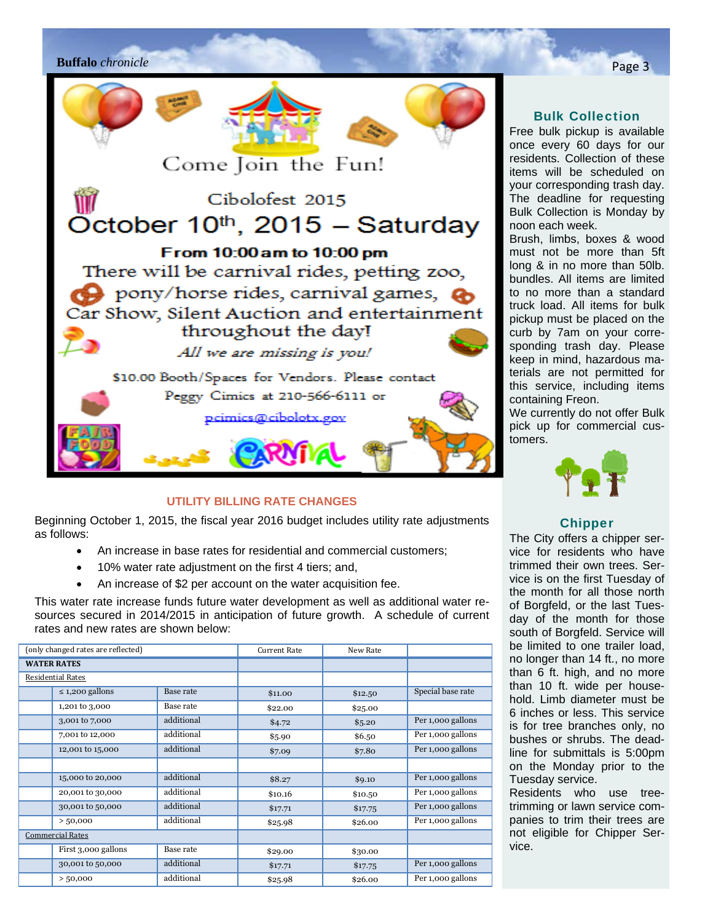Come Join the Fun!

Cibolofest 2015

## October 10th, 2015 – Saturday

**From 10:00 am to 10:00 pm**

There will be carnival rides, petting zoo, pony/horse rides, carnival games, Car Show, Silent Auction and entertainment throughout the day!

*All we are missing is you!*

$10.00 Booth/Spaces for Vendors. Please contact Peggy Cimics at 210-566-6111 or pcimics@cibolotx.gov

## UTILITY BILLING RATE CHANGES

Beginning October 1, 2015, the fiscal year 2016 budget includes utility rate adjustments as follows:

- An increase in base rates for residential and commercial customers;
- 10% water rate adjustment on the first 4 tiers; and,
- An increase of $2 per account on the water acquisition fee.

This water rate increase funds future water development as well as additional water resources secured in 2014/2015 in anticipation of future growth. A schedule of current rates and new rates are shown below:

| (only changed rates are reflected) | | | Current Rate | New Rate | |
|---|---|---|---|---|---|
| **WATER RATES** | | | | | |
| Residential Rates | | | | | |
| | ≤ 1,200 gallons | Base rate | $11.00 | $12.50 | Special base rate |
| | 1,201 to 3,000 | Base rate | $22.00 | $25.00 | |
| | 3,001 to 7,000 | additional | $4.72 | $5.20 | Per 1,000 gallons |
| | 7,001 to 12,000 | additional | $5.90 | $6.50 | Per 1,000 gallons |
| | 12,001 to 15,000 | additional | $7.09 | $7.80 | Per 1,000 gallons |
| | | | | | |
| | 15,000 to 20,000 | additional | $8.27 | $9.10 | Per 1,000 gallons |
| | 20,001 to 30,000 | additional | $10.16 | $10.50 | Per 1,000 gallons |
| | 30,001 to 50,000 | additional | $17.71 | $17.75 | Per 1,000 gallons |
| | > 50,000 | additional | $25.98 | $26.00 | Per 1,000 gallons |
| Commercial Rates | | | | | |
| | First 3,000 gallons | Base rate | $29.00 | $30.00 | |
| | 30,001 to 50,000 | additional | $17.71 | $17.75 | Per 1,000 gallons |
| | > 50,000 | additional | $25.98 | $26.00 | Per 1,000 gallons |

## Bulk Collection

Free bulk pickup is available once every 60 days for our residents. Collection of these items will be scheduled on your corresponding trash day. The deadline for requesting Bulk Collection is Monday by noon each week.

Brush, limbs, boxes & wood must not be more than 5ft long & in no more than 50lb. bundles. All items are limited to no more than a standard truck load. All items for bulk pickup must be placed on the curb by 7am on your corresponding trash day. Please keep in mind, hazardous materials are not permitted for this service, including items containing Freon.

We currently do not offer Bulk pick up for commercial customers.

## Chipper

The City offers a chipper service for residents who have trimmed their own trees. Service is on the first Tuesday of the month for all those north of Borgfeld, or the last Tuesday of the month for those south of Borgfeld. Service will be limited to one trailer load, no longer than 14 ft., no more than 6 ft. high, and no more than 10 ft. wide per household. Limb diameter must be 6 inches or less. This service is for tree branches only, no bushes or shrubs. The deadline for submittals is 5:00pm on the Monday prior to the Tuesday service.

Residents who use tree-trimming or lawn service companies to trim their trees are not eligible for Chipper Service.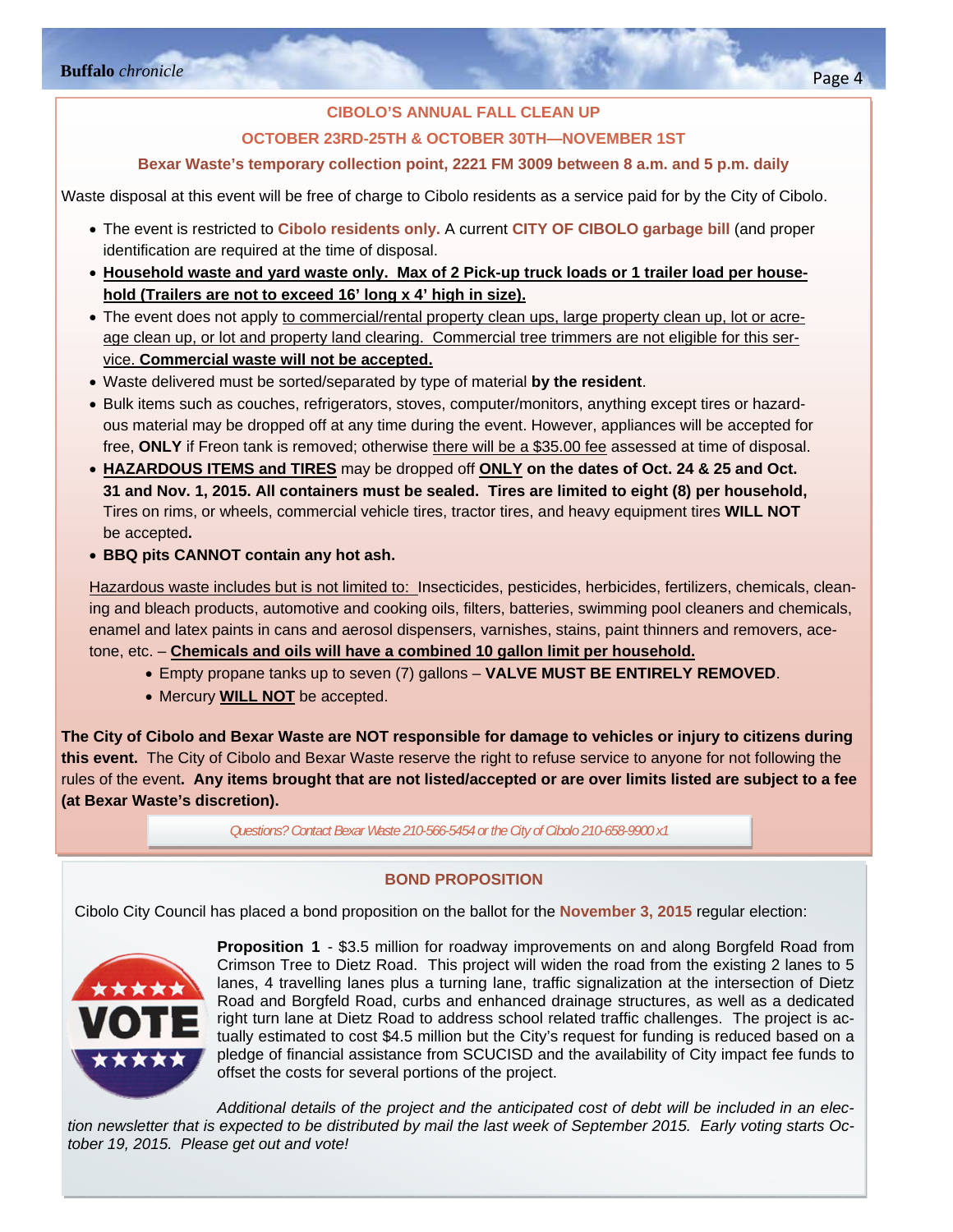## CIBOLO'S ANNUAL FALL CLEAN UP

### OCTOBER 23RD-25TH & OCTOBER 30TH—NOVEMBER 1ST

**Bexar Waste's temporary collection point, 2221 FM 3009 between 8 a.m. and 5 p.m. daily**

Waste disposal at this event will be free of charge to Cibolo residents as a service paid for by the City of Cibolo.

- The event is restricted to **Cibolo residents only.** A current **CITY OF CIBOLO garbage bill** (and proper identification are required at the time of disposal.
- **Household waste and yard waste only. Max of 2 Pick-up truck loads or 1 trailer load per household (Trailers are not to exceed 16' long x 4' high in size).**
- The event does not apply to commercial/rental property clean ups, large property clean up, lot or acreage clean up, or lot and property land clearing. Commercial tree trimmers are not eligible for this service. **Commercial waste will not be accepted.**
- Waste delivered must be sorted/separated by type of material **by the resident**.
- Bulk items such as couches, refrigerators, stoves, computer/monitors, anything except tires or hazardous material may be dropped off at any time during the event. However, appliances will be accepted for free, **ONLY** if Freon tank is removed; otherwise there will be a $35.00 fee assessed at time of disposal.
- **HAZARDOUS ITEMS and TIRES** may be dropped off **ONLY on the dates of Oct. 24 & 25 and Oct. 31 and Nov. 1, 2015. All containers must be sealed. Tires are limited to eight (8) per household,** Tires on rims, or wheels, commercial vehicle tires, tractor tires, and heavy equipment tires **WILL NOT** be accepted**.**
- **BBQ pits CANNOT contain any hot ash.**

Hazardous waste includes but is not limited to: Insecticides, pesticides, herbicides, fertilizers, chemicals, cleaning and bleach products, automotive and cooking oils, filters, batteries, swimming pool cleaners and chemicals, enamel and latex paints in cans and aerosol dispensers, varnishes, stains, paint thinners and removers, acetone, etc. – **Chemicals and oils will have a combined 10 gallon limit per household.**

- Empty propane tanks up to seven (7) gallons – **VALVE MUST BE ENTIRELY REMOVED**.
- Mercury **WILL NOT** be accepted.

**The City of Cibolo and Bexar Waste are NOT responsible for damage to vehicles or injury to citizens during this event.** The City of Cibolo and Bexar Waste reserve the right to refuse service to anyone for not following the rules of the event**. Any items brought that are not listed/accepted or are over limits listed are subject to a fee (at Bexar Waste's discretion).**

*Questions? Contact Bexar Waste 210-566-5454 or the City of Cibolo 210-658-9900 x1*

## BOND PROPOSITION

Cibolo City Council has placed a bond proposition on the ballot for the **November 3, 2015** regular election:

**Proposition 1** - $3.5 million for roadway improvements on and along Borgfeld Road from Crimson Tree to Dietz Road. This project will widen the road from the existing 2 lanes to 5 lanes, 4 travelling lanes plus a turning lane, traffic signalization at the intersection of Dietz Road and Borgfeld Road, curbs and enhanced drainage structures, as well as a dedicated right turn lane at Dietz Road to address school related traffic challenges. The project is actually estimated to cost $4.5 million but the City's request for funding is reduced based on a pledge of financial assistance from SCUCISD and the availability of City impact fee funds to offset the costs for several portions of the project.

*Additional details of the project and the anticipated cost of debt will be included in an election newsletter that is expected to be distributed by mail the last week of September 2015. Early voting starts October 19, 2015. Please get out and vote!*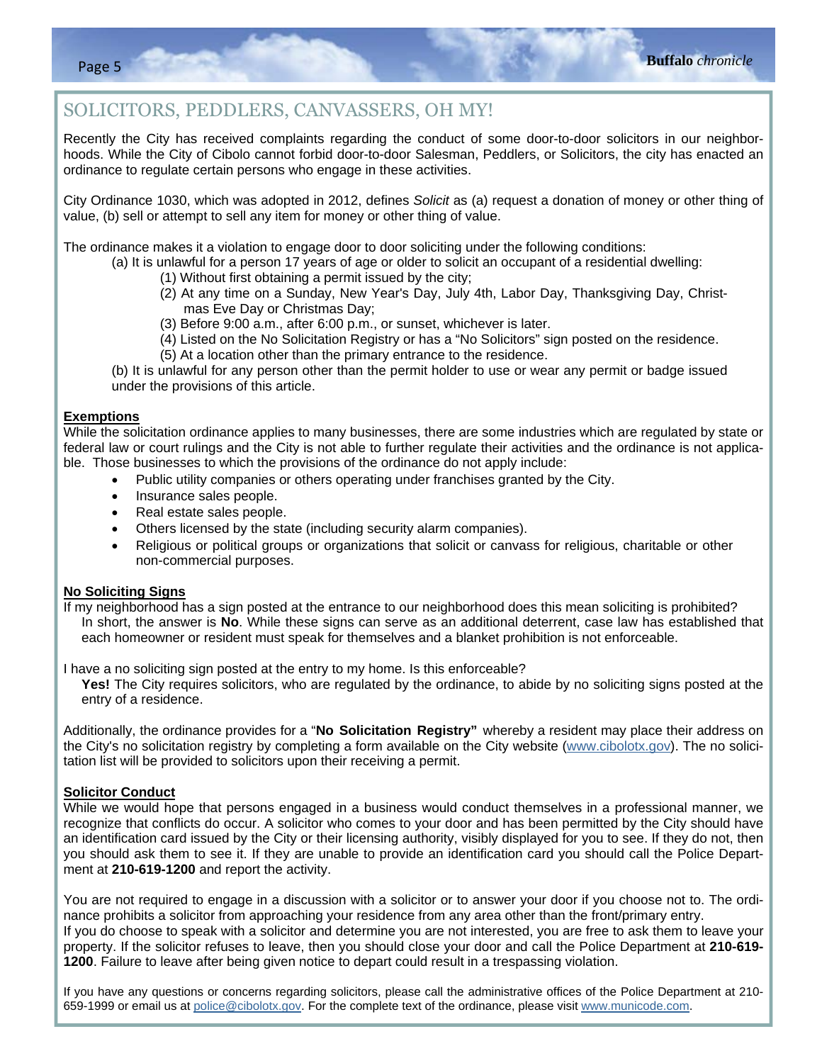## SOLICITORS, PEDDLERS, CANVASSERS, OH MY!

Recently the City has received complaints regarding the conduct of some door-to-door solicitors in our neighborhoods. While the City of Cibolo cannot forbid door-to-door Salesman, Peddlers, or Solicitors, the city has enacted an ordinance to regulate certain persons who engage in these activities.

City Ordinance 1030, which was adopted in 2012, defines *Solicit* as (a) request a donation of money or other thing of value, (b) sell or attempt to sell any item for money or other thing of value.

The ordinance makes it a violation to engage door to door soliciting under the following conditions:

(a) It is unlawful for a person 17 years of age or older to solicit an occupant of a residential dwelling:

(1) Without first obtaining a permit issued by the city;
(2) At any time on a Sunday, New Year's Day, July 4th, Labor Day, Thanksgiving Day, Christmas Eve Day or Christmas Day;
(3) Before 9:00 a.m., after 6:00 p.m., or sunset, whichever is later.
(4) Listed on the No Solicitation Registry or has a "No Solicitors" sign posted on the residence.
(5) At a location other than the primary entrance to the residence.

(b) It is unlawful for any person other than the permit holder to use or wear any permit or badge issued under the provisions of this article.

### Exemptions

While the solicitation ordinance applies to many businesses, there are some industries which are regulated by state or federal law or court rulings and the City is not able to further regulate their activities and the ordinance is not applicable. Those businesses to which the provisions of the ordinance do not apply include:

- Public utility companies or others operating under franchises granted by the City.
- Insurance sales people.
- Real estate sales people.
- Others licensed by the state (including security alarm companies).
- Religious or political groups or organizations that solicit or canvass for religious, charitable or other non-commercial purposes.

### No Soliciting Signs

If my neighborhood has a sign posted at the entrance to our neighborhood does this mean soliciting is prohibited?

In short, the answer is **No**. While these signs can serve as an additional deterrent, case law has established that each homeowner or resident must speak for themselves and a blanket prohibition is not enforceable.

I have a no soliciting sign posted at the entry to my home. Is this enforceable?

**Yes!** The City requires solicitors, who are regulated by the ordinance, to abide by no soliciting signs posted at the entry of a residence.

Additionally, the ordinance provides for a "**No Solicitation Registry"** whereby a resident may place their address on the City's no solicitation registry by completing a form available on the City website (www.cibolotx.gov). The no solicitation list will be provided to solicitors upon their receiving a permit.

### Solicitor Conduct

While we would hope that persons engaged in a business would conduct themselves in a professional manner, we recognize that conflicts do occur. A solicitor who comes to your door and has been permitted by the City should have an identification card issued by the City or their licensing authority, visibly displayed for you to see. If they do not, then you should ask them to see it. If they are unable to provide an identification card you should call the Police Department at **210-619-1200** and report the activity.

You are not required to engage in a discussion with a solicitor or to answer your door if you choose not to. The ordinance prohibits a solicitor from approaching your residence from any area other than the front/primary entry.
If you do choose to speak with a solicitor and determine you are not interested, you are free to ask them to leave your property. If the solicitor refuses to leave, then you should close your door and call the Police Department at **210-619-1200**. Failure to leave after being given notice to depart could result in a trespassing violation.

If you have any questions or concerns regarding solicitors, please call the administrative offices of the Police Department at 210-659-1999 or email us at police@cibolotx.gov. For the complete text of the ordinance, please visit www.municode.com.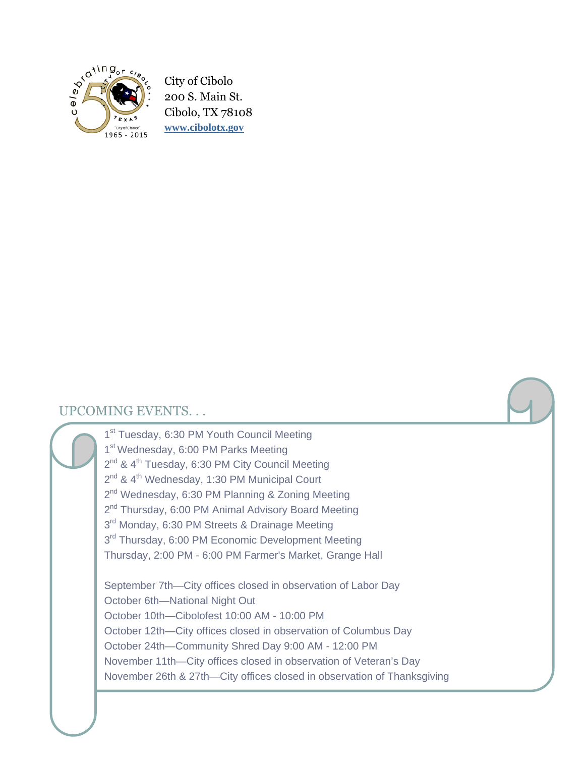City of Cibolo
200 S. Main St.
Cibolo, TX 78108
www.cibolotx.gov

## UPCOMING EVENTS. . .

1st Tuesday, 6:30 PM Youth Council Meeting
1st Wednesday, 6:00 PM Parks Meeting
2nd & 4th Tuesday, 6:30 PM City Council Meeting
2nd & 4th Wednesday, 1:30 PM Municipal Court
2nd Wednesday, 6:30 PM Planning & Zoning Meeting
2nd Thursday, 6:00 PM Animal Advisory Board Meeting
3rd Monday, 6:30 PM Streets & Drainage Meeting
3rd Thursday, 6:00 PM Economic Development Meeting
Thursday, 2:00 PM - 6:00 PM Farmer's Market, Grange Hall

September 7th—City offices closed in observation of Labor Day
October 6th—National Night Out
October 10th—Cibolofest 10:00 AM - 10:00 PM
October 12th—City offices closed in observation of Columbus Day
October 24th—Community Shred Day 9:00 AM - 12:00 PM
November 11th—City offices closed in observation of Veteran's Day
November 26th & 27th—City offices closed in observation of Thanksgiving